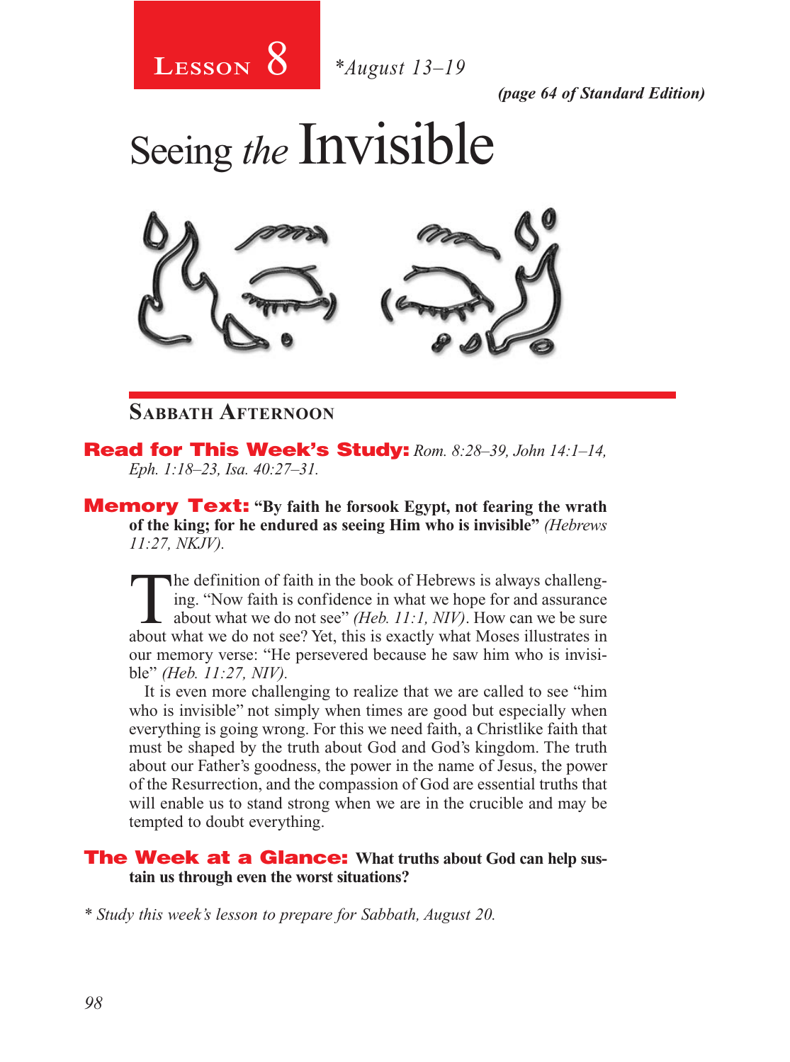# Lesson 8 *August 13–19

*(page 64 of Standard Edition)*

# Seeing *the* Invisible

## Sabbath Afternoon

**Read for This Week's Study:** *Rom. 8:28–39, John 14:1–14, Eph. 1:18–23, Isa. 40:27–31.*

**Memory Text:** **"By faith he forsook Egypt, not fearing the wrath of the king; for he endured as seeing Him who is invisible"** *(Hebrews 11:27, NKJV).*

The definition of faith in the book of Hebrews is always challenging. "Now faith is confidence in what we hope for and assurance about what we do not see" *(Heb. 11:1, NIV)*. How can we be sure about what we do not see? Yet, this is exactly what Moses illustrates in our memory verse: "He persevered because he saw him who is invisible" *(Heb. 11:27, NIV).*

It is even more challenging to realize that we are called to see "him who is invisible" not simply when times are good but especially when everything is going wrong. For this we need faith, a Christlike faith that must be shaped by the truth about God and God's kingdom. The truth about our Father's goodness, the power in the name of Jesus, the power of the Resurrection, and the compassion of God are essential truths that will enable us to stand strong when we are in the crucible and may be tempted to doubt everything.

**The Week at a Glance:** **What truths about God can help sustain us through even the worst situations?**

*\* Study this week's lesson to prepare for Sabbath, August 20.*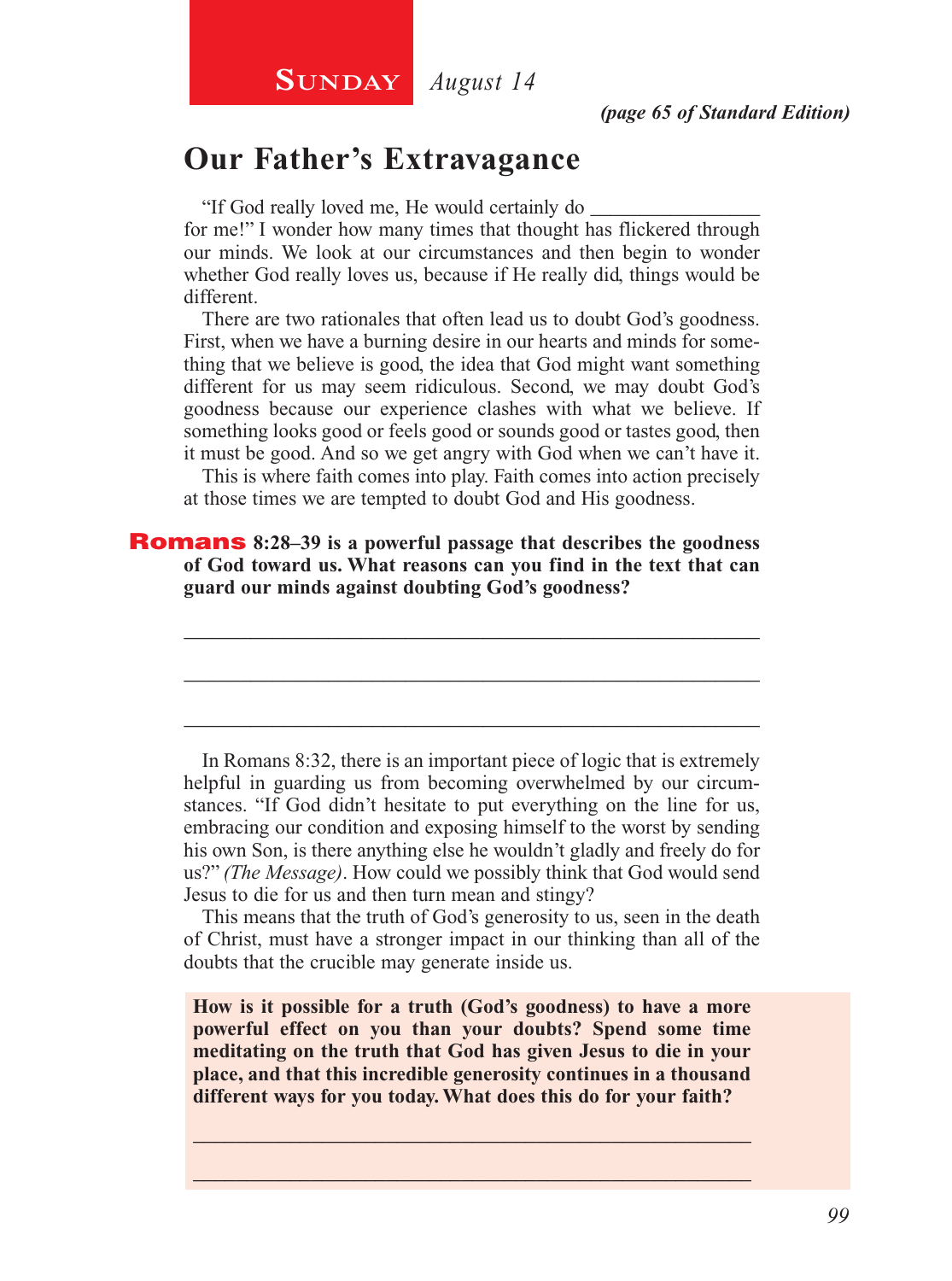**Sunday** *August 14*

*(page 65 of Standard Edition)*

## Our Father's Extravagance

"If God really loved me, He would certainly do ________________ for me!" I wonder how many times that thought has flickered through our minds. We look at our circumstances and then begin to wonder whether God really loves us, because if He really did, things would be different.

There are two rationales that often lead us to doubt God's goodness. First, when we have a burning desire in our hearts and minds for something that we believe is good, the idea that God might want something different for us may seem ridiculous. Second, we may doubt God's goodness because our experience clashes with what we believe. If something looks good or feels good or sounds good or tastes good, then it must be good. And so we get angry with God when we can't have it.

This is where faith comes into play. Faith comes into action precisely at those times we are tempted to doubt God and His goodness.

**Romans 8:28–39 is a powerful passage that describes the goodness of God toward us. What reasons can you find in the text that can guard our minds against doubting God's goodness?**

_______________________________________________________

_______________________________________________________

_______________________________________________________

In Romans 8:32, there is an important piece of logic that is extremely helpful in guarding us from becoming overwhelmed by our circumstances. "If God didn't hesitate to put everything on the line for us, embracing our condition and exposing himself to the worst by sending his own Son, is there anything else he wouldn't gladly and freely do for us?" *(The Message)*. How could we possibly think that God would send Jesus to die for us and then turn mean and stingy?

This means that the truth of God's generosity to us, seen in the death of Christ, must have a stronger impact in our thinking than all of the doubts that the crucible may generate inside us.

**How is it possible for a truth (God's goodness) to have a more powerful effect on you than your doubts? Spend some time meditating on the truth that God has given Jesus to die in your place, and that this incredible generosity continues in a thousand different ways for you today. What does this do for your faith?**

_______________________________________________________

_______________________________________________________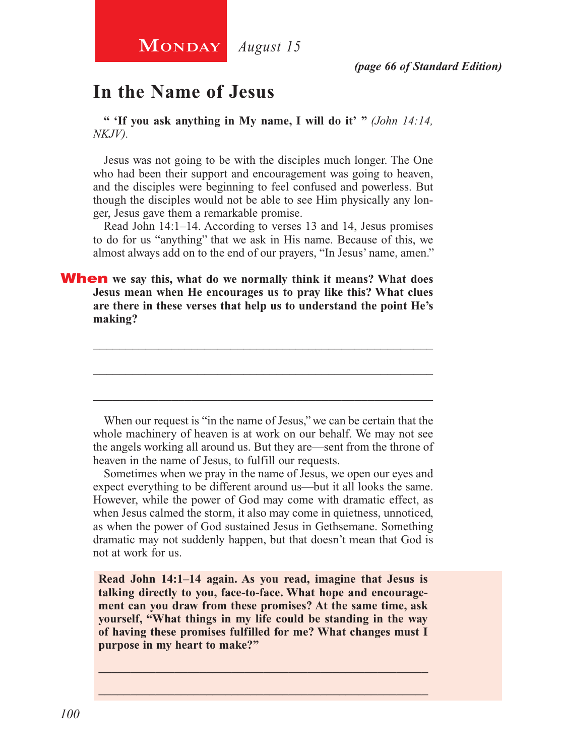**Monday** *August 15*

*(page 66 of Standard Edition)*

## In the Name of Jesus

**" 'If you ask anything in My name, I will do it' "** *(John 14:14, NKJV).*

Jesus was not going to be with the disciples much longer. The One who had been their support and encouragement was going to heaven, and the disciples were beginning to feel confused and powerless. But though the disciples would not be able to see Him physically any longer, Jesus gave them a remarkable promise.

Read John 14:1–14. According to verses 13 and 14, Jesus promises to do for us "anything" that we ask in His name. Because of this, we almost always add on to the end of our prayers, "In Jesus' name, amen."

**When we say this, what do we normally think it means? What does Jesus mean when He encourages us to pray like this? What clues are there in these verses that help us to understand the point He's making?**

_______________________________________________________

_______________________________________________________

_______________________________________________________

When our request is "in the name of Jesus," we can be certain that the whole machinery of heaven is at work on our behalf. We may not see the angels working all around us. But they are—sent from the throne of heaven in the name of Jesus, to fulfill our requests.

Sometimes when we pray in the name of Jesus, we open our eyes and expect everything to be different around us—but it all looks the same. However, while the power of God may come with dramatic effect, as when Jesus calmed the storm, it also may come in quietness, unnoticed, as when the power of God sustained Jesus in Gethsemane. Something dramatic may not suddenly happen, but that doesn't mean that God is not at work for us.

**Read John 14:1–14 again. As you read, imagine that Jesus is talking directly to you, face-to-face. What hope and encouragement can you draw from these promises? At the same time, ask yourself, "What things in my life could be standing in the way of having these promises fulfilled for me? What changes must I purpose in my heart to make?"**

_______________________________________________________

_______________________________________________________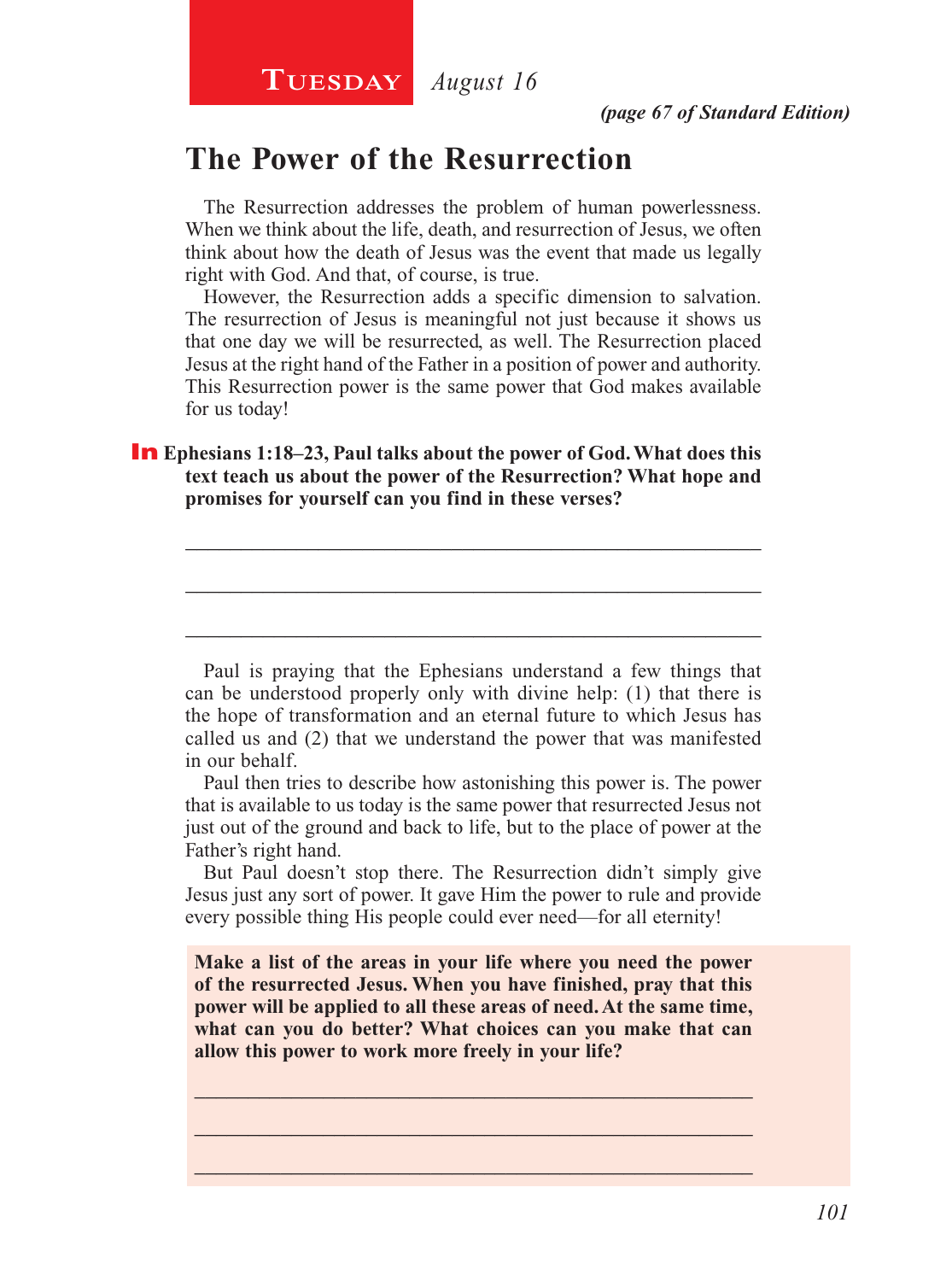**Tuesday** *August 16*

*(page 67 of Standard Edition)*

# The Power of the Resurrection

The Resurrection addresses the problem of human powerlessness. When we think about the life, death, and resurrection of Jesus, we often think about how the death of Jesus was the event that made us legally right with God. And that, of course, is true.

However, the Resurrection adds a specific dimension to salvation. The resurrection of Jesus is meaningful not just because it shows us that one day we will be resurrected, as well. The Resurrection placed Jesus at the right hand of the Father in a position of power and authority. This Resurrection power is the same power that God makes available for us today!

**In Ephesians 1:18–23, Paul talks about the power of God. What does this text teach us about the power of the Resurrection? What hope and promises for yourself can you find in these verses?**

_______________________________________________________________

_______________________________________________________________

_______________________________________________________________

Paul is praying that the Ephesians understand a few things that can be understood properly only with divine help: (1) that there is the hope of transformation and an eternal future to which Jesus has called us and (2) that we understand the power that was manifested in our behalf.

Paul then tries to describe how astonishing this power is. The power that is available to us today is the same power that resurrected Jesus not just out of the ground and back to life, but to the place of power at the Father's right hand.

But Paul doesn't stop there. The Resurrection didn't simply give Jesus just any sort of power. It gave Him the power to rule and provide every possible thing His people could ever need—for all eternity!

**Make a list of the areas in your life where you need the power of the resurrected Jesus. When you have finished, pray that this power will be applied to all these areas of need. At the same time, what can you do better? What choices can you make that can allow this power to work more freely in your life?**

_______________________________________________________________

_______________________________________________________________

_______________________________________________________________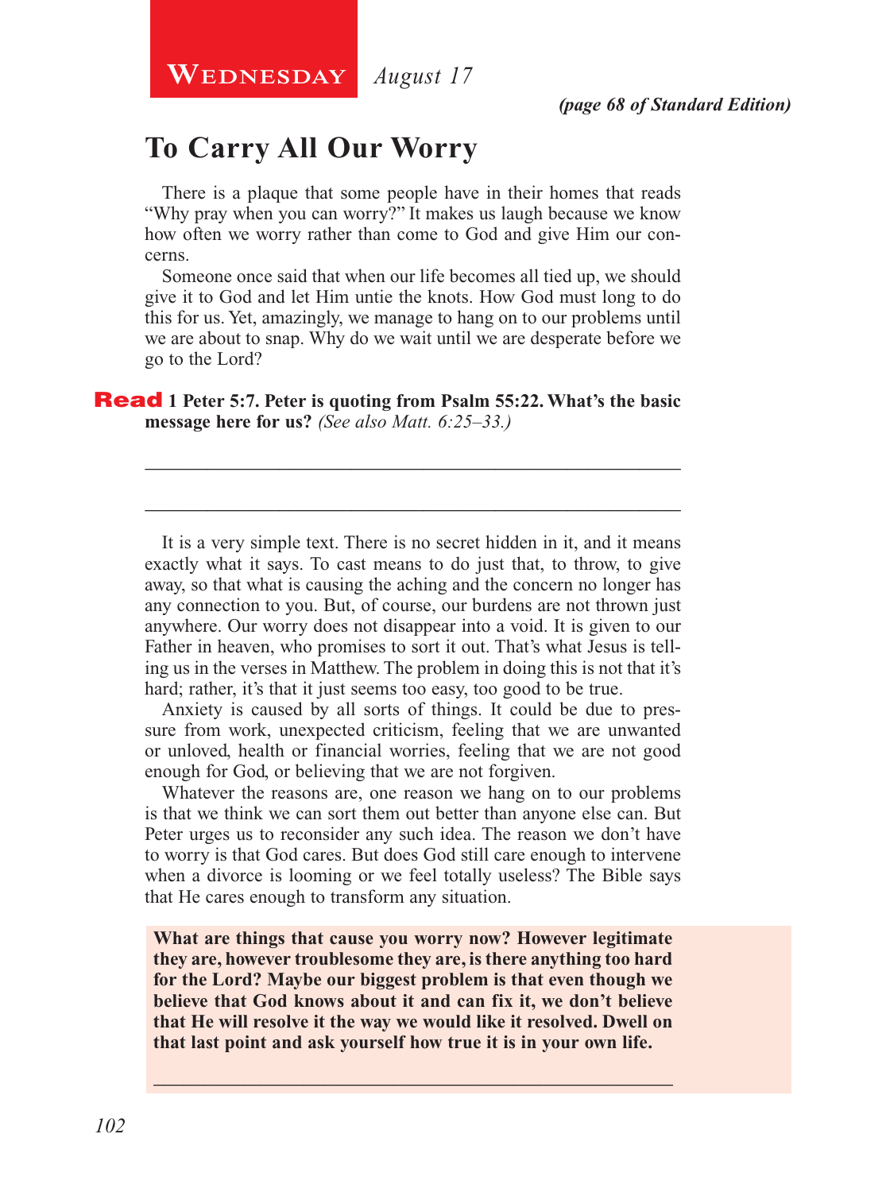**Wednesday** *August 17*

*(page 68 of Standard Edition)*

## To Carry All Our Worry

There is a plaque that some people have in their homes that reads "Why pray when you can worry?" It makes us laugh because we know how often we worry rather than come to God and give Him our concerns.

Someone once said that when our life becomes all tied up, we should give it to God and let Him untie the knots. How God must long to do this for us. Yet, amazingly, we manage to hang on to our problems until we are about to snap. Why do we wait until we are desperate before we go to the Lord?

**Read 1 Peter 5:7. Peter is quoting from Psalm 55:22. What's the basic message here for us?** *(See also Matt. 6:25–33.)*

\_\_\_\_\_\_\_\_\_\_\_\_\_\_\_\_\_\_\_\_\_\_\_\_\_\_\_\_\_\_\_\_\_\_\_\_\_\_\_\_\_\_\_\_\_\_\_\_\_\_\_\_\_\_\_\_

\_\_\_\_\_\_\_\_\_\_\_\_\_\_\_\_\_\_\_\_\_\_\_\_\_\_\_\_\_\_\_\_\_\_\_\_\_\_\_\_\_\_\_\_\_\_\_\_\_\_\_\_\_\_\_\_

It is a very simple text. There is no secret hidden in it, and it means exactly what it says. To cast means to do just that, to throw, to give away, so that what is causing the aching and the concern no longer has any connection to you. But, of course, our burdens are not thrown just anywhere. Our worry does not disappear into a void. It is given to our Father in heaven, who promises to sort it out. That's what Jesus is telling us in the verses in Matthew. The problem in doing this is not that it's hard; rather, it's that it just seems too easy, too good to be true.

Anxiety is caused by all sorts of things. It could be due to pressure from work, unexpected criticism, feeling that we are unwanted or unloved, health or financial worries, feeling that we are not good enough for God, or believing that we are not forgiven.

Whatever the reasons are, one reason we hang on to our problems is that we think we can sort them out better than anyone else can. But Peter urges us to reconsider any such idea. The reason we don't have to worry is that God cares. But does God still care enough to intervene when a divorce is looming or we feel totally useless? The Bible says that He cares enough to transform any situation.

**What are things that cause you worry now? However legitimate they are, however troublesome they are, is there anything too hard for the Lord? Maybe our biggest problem is that even though we believe that God knows about it and can fix it, we don't believe that He will resolve it the way we would like it resolved. Dwell on that last point and ask yourself how true it is in your own life.**

\_\_\_\_\_\_\_\_\_\_\_\_\_\_\_\_\_\_\_\_\_\_\_\_\_\_\_\_\_\_\_\_\_\_\_\_\_\_\_\_\_\_\_\_\_\_\_\_\_\_\_\_\_\_\_\_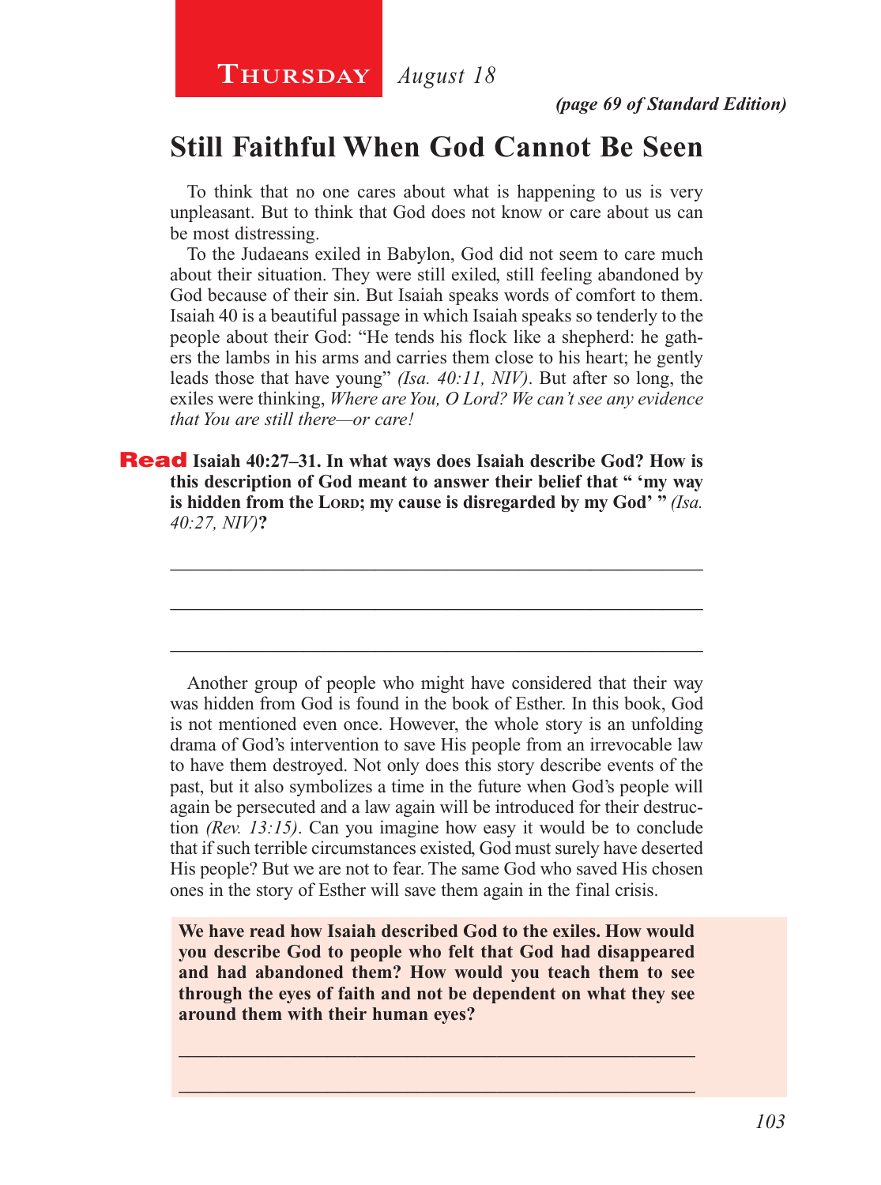**Thursday** *August 18*

***(page 69 of Standard Edition)***

## Still Faithful When God Cannot Be Seen

To think that no one cares about what is happening to us is very unpleasant. But to think that God does not know or care about us can be most distressing.

To the Judaeans exiled in Babylon, God did not seem to care much about their situation. They were still exiled, still feeling abandoned by God because of their sin. But Isaiah speaks words of comfort to them. Isaiah 40 is a beautiful passage in which Isaiah speaks so tenderly to the people about their God: "He tends his flock like a shepherd: he gathers the lambs in his arms and carries them close to his heart; he gently leads those that have young" *(Isa. 40:11, NIV)*. But after so long, the exiles were thinking, *Where are You, O Lord? We can't see any evidence that You are still there—or care!*

**Read Isaiah 40:27–31. In what ways does Isaiah describe God? How is this description of God meant to answer their belief that " 'my way is hidden from the LORD; my cause is disregarded by my God' "** *(Isa. 40:27, NIV)***?**

_______________________________________________

_______________________________________________

_______________________________________________

Another group of people who might have considered that their way was hidden from God is found in the book of Esther. In this book, God is not mentioned even once. However, the whole story is an unfolding drama of God's intervention to save His people from an irrevocable law to have them destroyed. Not only does this story describe events of the past, but it also symbolizes a time in the future when God's people will again be persecuted and a law again will be introduced for their destruction *(Rev. 13:15)*. Can you imagine how easy it would be to conclude that if such terrible circumstances existed, God must surely have deserted His people? But we are not to fear. The same God who saved His chosen ones in the story of Esther will save them again in the final crisis.

**We have read how Isaiah described God to the exiles. How would you describe God to people who felt that God had disappeared and had abandoned them? How would you teach them to see through the eyes of faith and not be dependent on what they see around them with their human eyes?**

_______________________________________________

_______________________________________________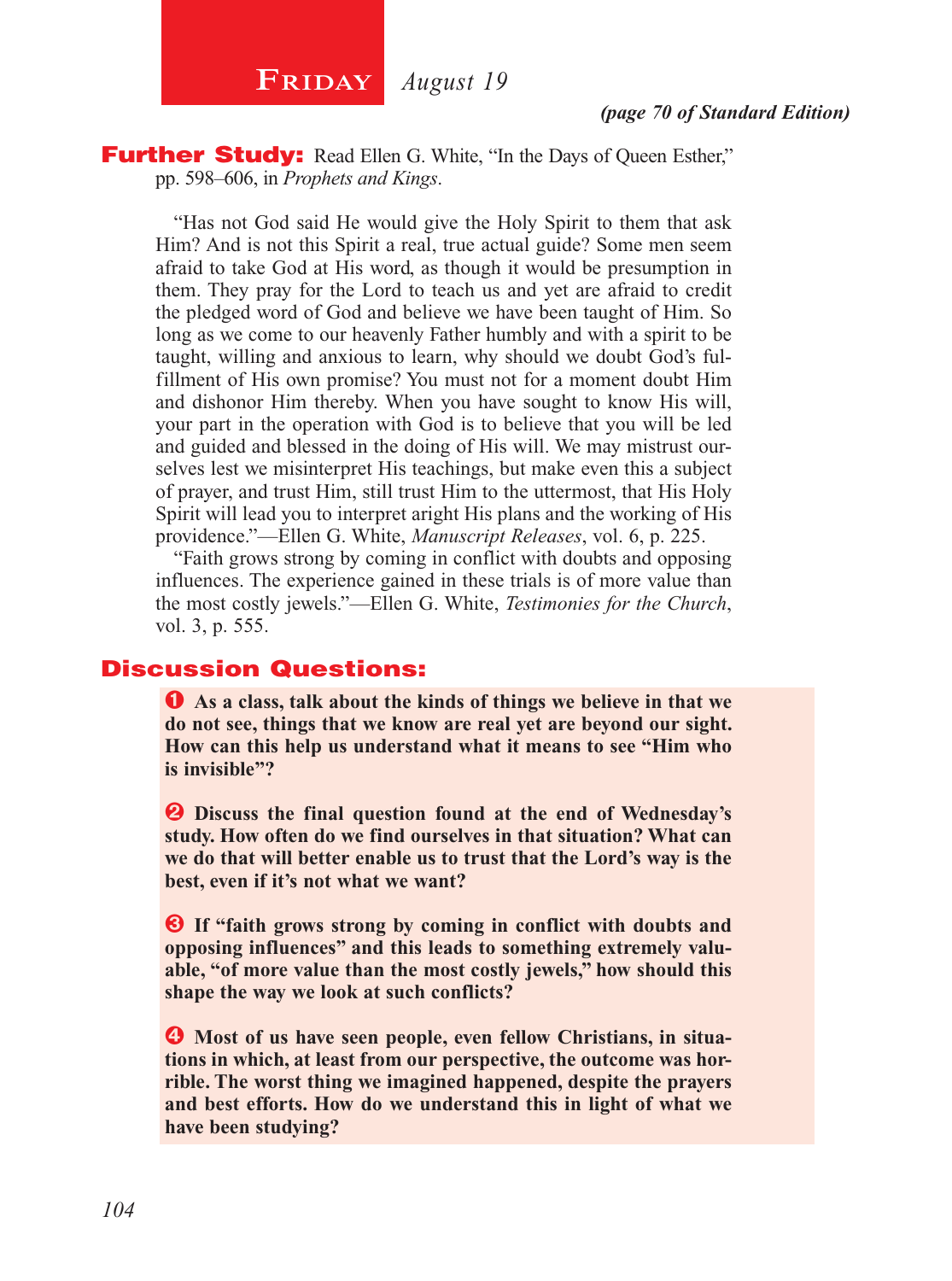# Friday *August 19*

***(page 70 of Standard Edition)***

**Further Study:** Read Ellen G. White, "In the Days of Queen Esther," pp. 598–606, in *Prophets and Kings*.

"Has not God said He would give the Holy Spirit to them that ask Him? And is not this Spirit a real, true actual guide? Some men seem afraid to take God at His word, as though it would be presumption in them. They pray for the Lord to teach us and yet are afraid to credit the pledged word of God and believe we have been taught of Him. So long as we come to our heavenly Father humbly and with a spirit to be taught, willing and anxious to learn, why should we doubt God's fulfillment of His own promise? You must not for a moment doubt Him and dishonor Him thereby. When you have sought to know His will, your part in the operation with God is to believe that you will be led and guided and blessed in the doing of His will. We may mistrust ourselves lest we misinterpret His teachings, but make even this a subject of prayer, and trust Him, still trust Him to the uttermost, that His Holy Spirit will lead you to interpret aright His plans and the working of His providence."—Ellen G. White, *Manuscript Releases*, vol. 6, p. 225.

"Faith grows strong by coming in conflict with doubts and opposing influences. The experience gained in these trials is of more value than the most costly jewels."—Ellen G. White, *Testimonies for the Church*, vol. 3, p. 555.

## Discussion Questions:

1. **As a class, talk about the kinds of things we believe in that we do not see, things that we know are real yet are beyond our sight. How can this help us understand what it means to see "Him who is invisible"?**

2. **Discuss the final question found at the end of Wednesday's study. How often do we find ourselves in that situation? What can we do that will better enable us to trust that the Lord's way is the best, even if it's not what we want?**

3. **If "faith grows strong by coming in conflict with doubts and opposing influences" and this leads to something extremely valuable, "of more value than the most costly jewels," how should this shape the way we look at such conflicts?**

4. **Most of us have seen people, even fellow Christians, in situations in which, at least from our perspective, the outcome was horrible. The worst thing we imagined happened, despite the prayers and best efforts. How do we understand this in light of what we have been studying?**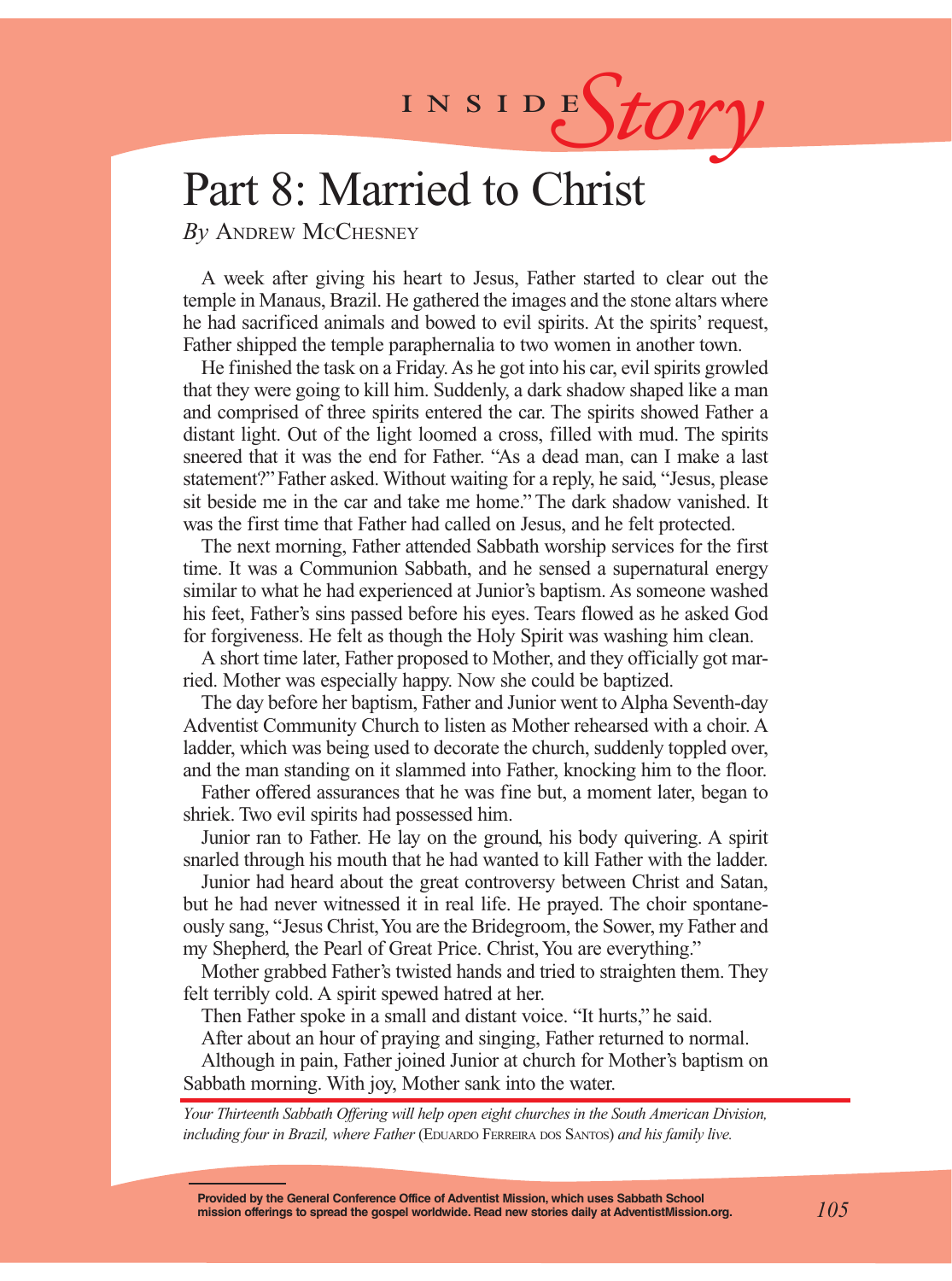INSIDE *Story*

# Part 8: Married to Christ

*By* Andrew McChesney

A week after giving his heart to Jesus, Father started to clear out the temple in Manaus, Brazil. He gathered the images and the stone altars where he had sacrificed animals and bowed to evil spirits. At the spirits' request, Father shipped the temple paraphernalia to two women in another town.

He finished the task on a Friday. As he got into his car, evil spirits growled that they were going to kill him. Suddenly, a dark shadow shaped like a man and comprised of three spirits entered the car. The spirits showed Father a distant light. Out of the light loomed a cross, filled with mud. The spirits sneered that it was the end for Father. "As a dead man, can I make a last statement?" Father asked. Without waiting for a reply, he said, "Jesus, please sit beside me in the car and take me home." The dark shadow vanished. It was the first time that Father had called on Jesus, and he felt protected.

The next morning, Father attended Sabbath worship services for the first time. It was a Communion Sabbath, and he sensed a supernatural energy similar to what he had experienced at Junior's baptism. As someone washed his feet, Father's sins passed before his eyes. Tears flowed as he asked God for forgiveness. He felt as though the Holy Spirit was washing him clean.

A short time later, Father proposed to Mother, and they officially got married. Mother was especially happy. Now she could be baptized.

The day before her baptism, Father and Junior went to Alpha Seventh-day Adventist Community Church to listen as Mother rehearsed with a choir. A ladder, which was being used to decorate the church, suddenly toppled over, and the man standing on it slammed into Father, knocking him to the floor.

Father offered assurances that he was fine but, a moment later, began to shriek. Two evil spirits had possessed him.

Junior ran to Father. He lay on the ground, his body quivering. A spirit snarled through his mouth that he had wanted to kill Father with the ladder.

Junior had heard about the great controversy between Christ and Satan, but he had never witnessed it in real life. He prayed. The choir spontaneously sang, "Jesus Christ, You are the Bridegroom, the Sower, my Father and my Shepherd, the Pearl of Great Price. Christ, You are everything."

Mother grabbed Father's twisted hands and tried to straighten them. They felt terribly cold. A spirit spewed hatred at her.

Then Father spoke in a small and distant voice. "It hurts," he said.

After about an hour of praying and singing, Father returned to normal.

Although in pain, Father joined Junior at church for Mother's baptism on Sabbath morning. With joy, Mother sank into the water.

*Your Thirteenth Sabbath Offering will help open eight churches in the South American Division, including four in Brazil, where Father* (Eduardo Ferreira dos Santos) *and his family live.*

**Provided by the General Conference Office of Adventist Mission, which uses Sabbath School mission offerings to spread the gospel worldwide. Read new stories daily at AdventistMission.org.**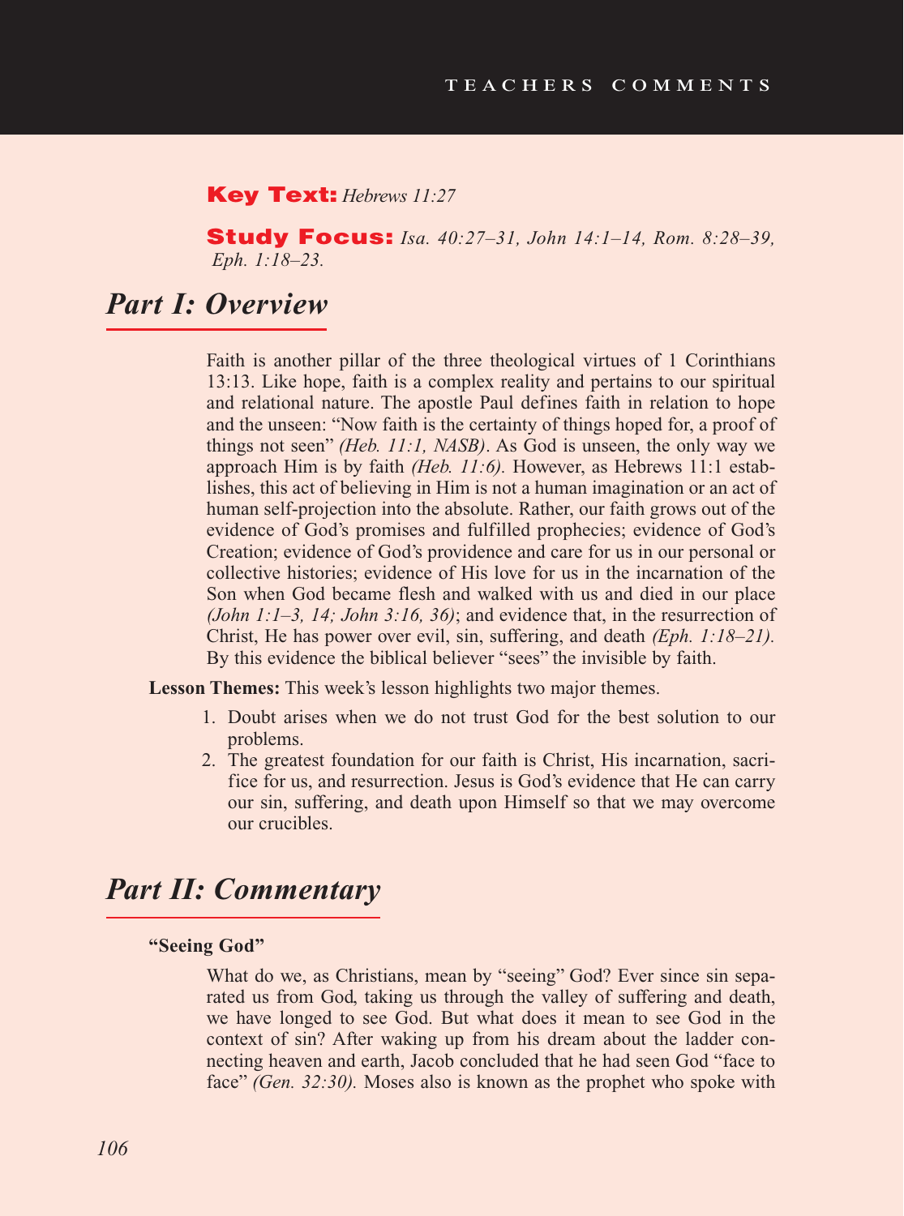**Key Text:** *Hebrews 11:27*

**Study Focus:** *Isa. 40:27–31, John 14:1–14, Rom. 8:28–39, Eph. 1:18–23.*

## Part I: Overview

Faith is another pillar of the three theological virtues of 1 Corinthians 13:13. Like hope, faith is a complex reality and pertains to our spiritual and relational nature. The apostle Paul defines faith in relation to hope and the unseen: "Now faith is the certainty of things hoped for, a proof of things not seen" *(Heb. 11:1, NASB)*. As God is unseen, the only way we approach Him is by faith *(Heb. 11:6).* However, as Hebrews 11:1 establishes, this act of believing in Him is not a human imagination or an act of human self-projection into the absolute. Rather, our faith grows out of the evidence of God's promises and fulfilled prophecies; evidence of God's Creation; evidence of God's providence and care for us in our personal or collective histories; evidence of His love for us in the incarnation of the Son when God became flesh and walked with us and died in our place *(John 1:1–3, 14; John 3:16, 36)*; and evidence that, in the resurrection of Christ, He has power over evil, sin, suffering, and death *(Eph. 1:18–21).* By this evidence the biblical believer "sees" the invisible by faith.

**Lesson Themes:** This week's lesson highlights two major themes.

1. Doubt arises when we do not trust God for the best solution to our problems.
2. The greatest foundation for our faith is Christ, His incarnation, sacrifice for us, and resurrection. Jesus is God's evidence that He can carry our sin, suffering, and death upon Himself so that we may overcome our crucibles.

## Part II: Commentary

**"Seeing God"**

What do we, as Christians, mean by "seeing" God? Ever since sin separated us from God, taking us through the valley of suffering and death, we have longed to see God. But what does it mean to see God in the context of sin? After waking up from his dream about the ladder connecting heaven and earth, Jacob concluded that he had seen God "face to face" *(Gen. 32:30).* Moses also is known as the prophet who spoke with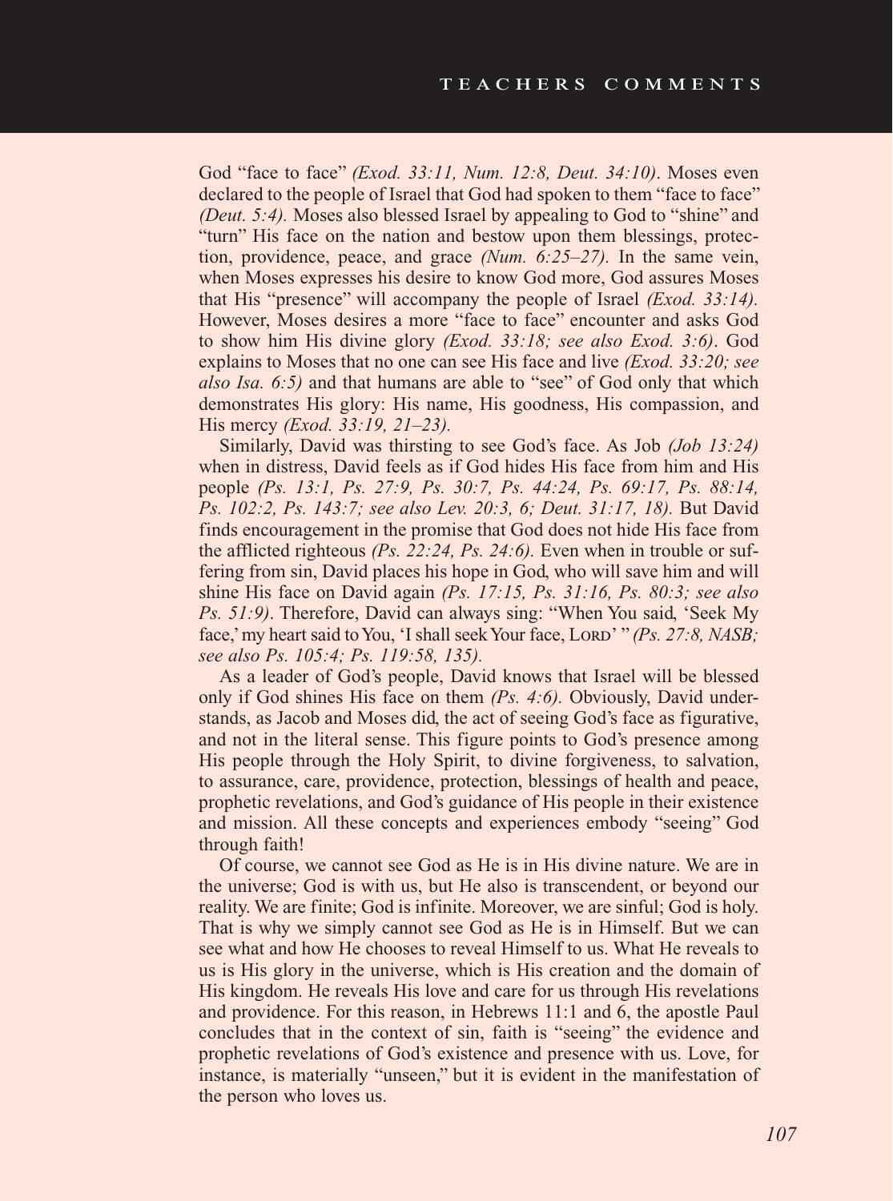God "face to face" *(Exod. 33:11, Num. 12:8, Deut. 34:10)*. Moses even declared to the people of Israel that God had spoken to them "face to face" *(Deut. 5:4).* Moses also blessed Israel by appealing to God to "shine" and "turn" His face on the nation and bestow upon them blessings, protection, providence, peace, and grace *(Num. 6:25–27).* In the same vein, when Moses expresses his desire to know God more, God assures Moses that His "presence" will accompany the people of Israel *(Exod. 33:14).* However, Moses desires a more "face to face" encounter and asks God to show him His divine glory *(Exod. 33:18; see also Exod. 3:6)*. God explains to Moses that no one can see His face and live *(Exod. 33:20; see also Isa. 6:5)* and that humans are able to "see" of God only that which demonstrates His glory: His name, His goodness, His compassion, and His mercy *(Exod. 33:19, 21–23).*

Similarly, David was thirsting to see God's face. As Job *(Job 13:24)* when in distress, David feels as if God hides His face from him and His people *(Ps. 13:1, Ps. 27:9, Ps. 30:7, Ps. 44:24, Ps. 69:17, Ps. 88:14, Ps. 102:2, Ps. 143:7; see also Lev. 20:3, 6; Deut. 31:17, 18).* But David finds encouragement in the promise that God does not hide His face from the afflicted righteous *(Ps. 22:24, Ps. 24:6).* Even when in trouble or suffering from sin, David places his hope in God, who will save him and will shine His face on David again *(Ps. 17:15, Ps. 31:16, Ps. 80:3; see also Ps. 51:9)*. Therefore, David can always sing: "When You said, 'Seek My face,' my heart said to You, 'I shall seek Your face, Lord' " *(Ps. 27:8, NASB; see also Ps. 105:4; Ps. 119:58, 135).*

As a leader of God's people, David knows that Israel will be blessed only if God shines His face on them *(Ps. 4:6).* Obviously, David understands, as Jacob and Moses did, the act of seeing God's face as figurative, and not in the literal sense. This figure points to God's presence among His people through the Holy Spirit, to divine forgiveness, to salvation, to assurance, care, providence, protection, blessings of health and peace, prophetic revelations, and God's guidance of His people in their existence and mission. All these concepts and experiences embody "seeing" God through faith!

Of course, we cannot see God as He is in His divine nature. We are in the universe; God is with us, but He also is transcendent, or beyond our reality. We are finite; God is infinite. Moreover, we are sinful; God is holy. That is why we simply cannot see God as He is in Himself. But we can see what and how He chooses to reveal Himself to us. What He reveals to us is His glory in the universe, which is His creation and the domain of His kingdom. He reveals His love and care for us through His revelations and providence. For this reason, in Hebrews 11:1 and 6, the apostle Paul concludes that in the context of sin, faith is "seeing" the evidence and prophetic revelations of God's existence and presence with us. Love, for instance, is materially "unseen," but it is evident in the manifestation of the person who loves us.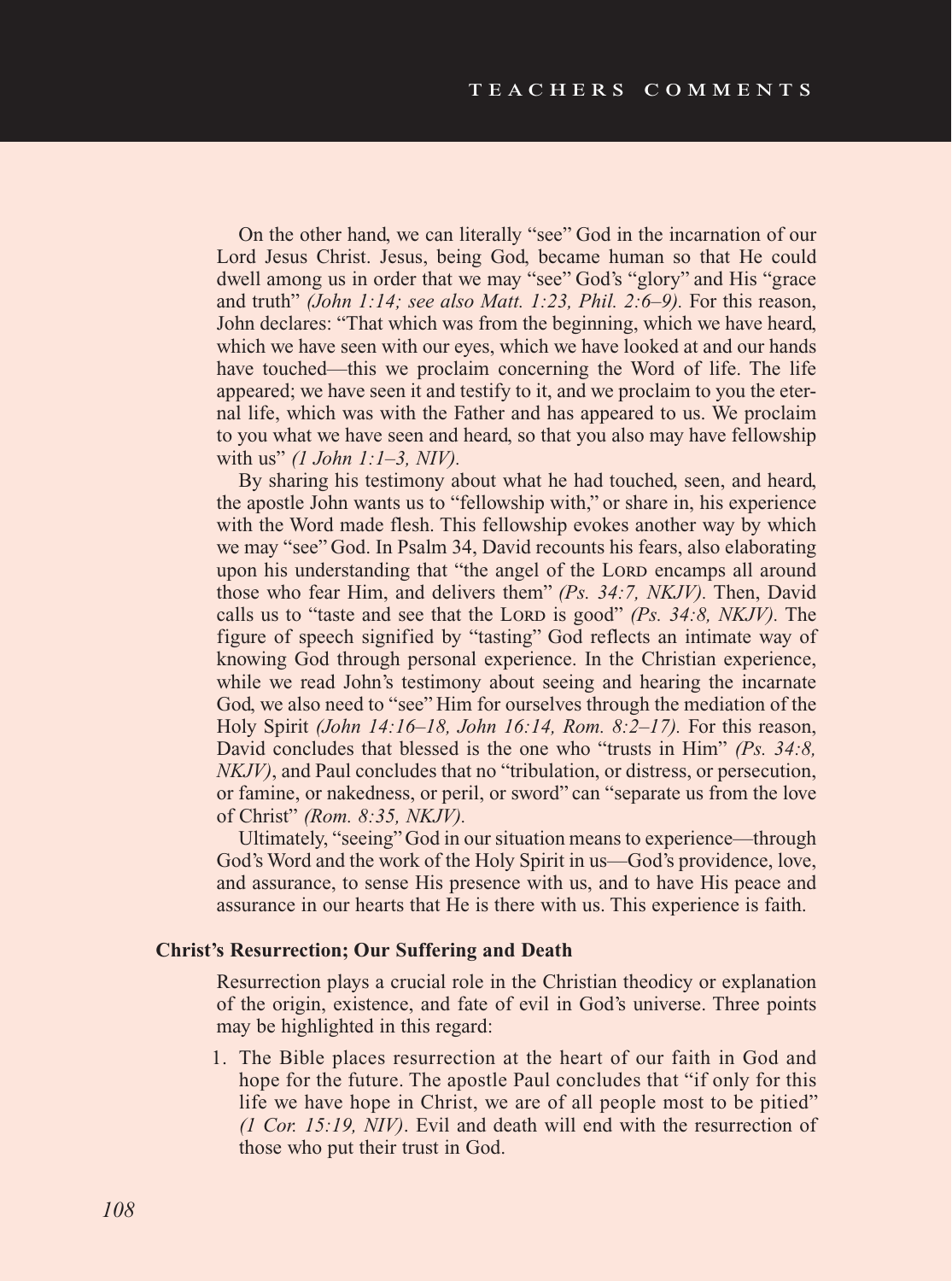On the other hand, we can literally "see" God in the incarnation of our Lord Jesus Christ. Jesus, being God, became human so that He could dwell among us in order that we may "see" God's "glory" and His "grace and truth" *(John 1:14; see also Matt. 1:23, Phil. 2:6–9).* For this reason, John declares: "That which was from the beginning, which we have heard, which we have seen with our eyes, which we have looked at and our hands have touched—this we proclaim concerning the Word of life. The life appeared; we have seen it and testify to it, and we proclaim to you the eternal life, which was with the Father and has appeared to us. We proclaim to you what we have seen and heard, so that you also may have fellowship with us" *(1 John 1:1–3, NIV).*

By sharing his testimony about what he had touched, seen, and heard, the apostle John wants us to "fellowship with," or share in, his experience with the Word made flesh. This fellowship evokes another way by which we may "see" God. In Psalm 34, David recounts his fears, also elaborating upon his understanding that "the angel of the LORD encamps all around those who fear Him, and delivers them" *(Ps. 34:7, NKJV).* Then, David calls us to "taste and see that the LORD is good" *(Ps. 34:8, NKJV).* The figure of speech signified by "tasting" God reflects an intimate way of knowing God through personal experience. In the Christian experience, while we read John's testimony about seeing and hearing the incarnate God, we also need to "see" Him for ourselves through the mediation of the Holy Spirit *(John 14:16–18, John 16:14, Rom. 8:2–17).* For this reason, David concludes that blessed is the one who "trusts in Him" *(Ps. 34:8, NKJV)*, and Paul concludes that no "tribulation, or distress, or persecution, or famine, or nakedness, or peril, or sword" can "separate us from the love of Christ" *(Rom. 8:35, NKJV).*

Ultimately, "seeing" God in our situation means to experience—through God's Word and the work of the Holy Spirit in us—God's providence, love, and assurance, to sense His presence with us, and to have His peace and assurance in our hearts that He is there with us. This experience is faith.

**Christ's Resurrection; Our Suffering and Death**

Resurrection plays a crucial role in the Christian theodicy or explanation of the origin, existence, and fate of evil in God's universe. Three points may be highlighted in this regard:

1. The Bible places resurrection at the heart of our faith in God and hope for the future. The apostle Paul concludes that "if only for this life we have hope in Christ, we are of all people most to be pitied" *(1 Cor. 15:19, NIV)*. Evil and death will end with the resurrection of those who put their trust in God.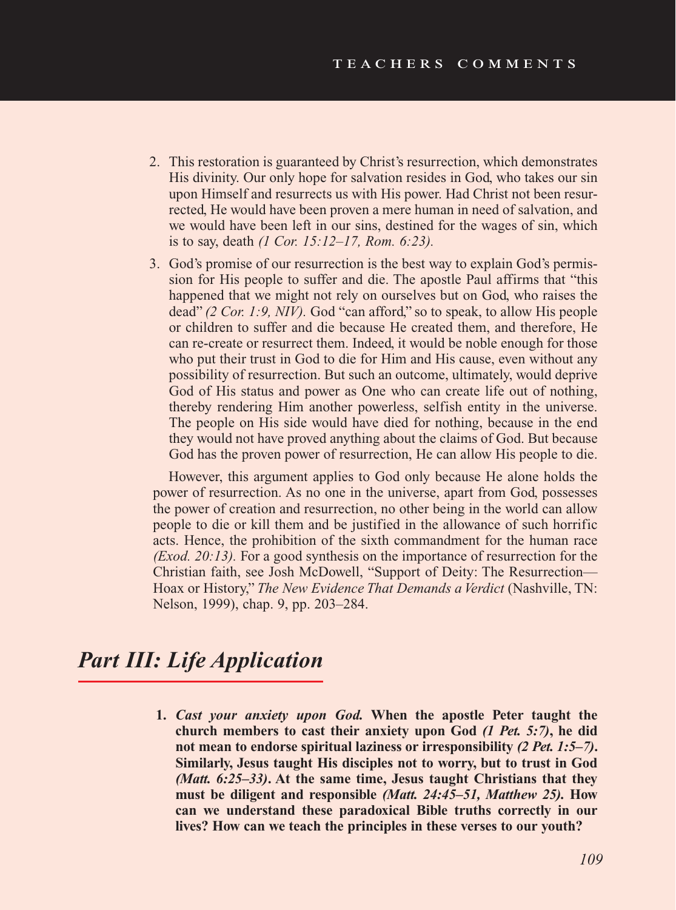2. This restoration is guaranteed by Christ's resurrection, which demonstrates His divinity. Our only hope for salvation resides in God, who takes our sin upon Himself and resurrects us with His power. Had Christ not been resurrected, He would have been proven a mere human in need of salvation, and we would have been left in our sins, destined for the wages of sin, which is to say, death *(1 Cor. 15:12–17, Rom. 6:23).*

3. God's promise of our resurrection is the best way to explain God's permission for His people to suffer and die. The apostle Paul affirms that "this happened that we might not rely on ourselves but on God, who raises the dead" *(2 Cor. 1:9, NIV).* God "can afford," so to speak, to allow His people or children to suffer and die because He created them, and therefore, He can re-create or resurrect them. Indeed, it would be noble enough for those who put their trust in God to die for Him and His cause, even without any possibility of resurrection. But such an outcome, ultimately, would deprive God of His status and power as One who can create life out of nothing, thereby rendering Him another powerless, selfish entity in the universe. The people on His side would have died for nothing, because in the end they would not have proved anything about the claims of God. But because God has the proven power of resurrection, He can allow His people to die.

However, this argument applies to God only because He alone holds the power of resurrection. As no one in the universe, apart from God, possesses the power of creation and resurrection, no other being in the world can allow people to die or kill them and be justified in the allowance of such horrific acts. Hence, the prohibition of the sixth commandment for the human race *(Exod. 20:13).* For a good synthesis on the importance of resurrection for the Christian faith, see Josh McDowell, "Support of Deity: The Resurrection—Hoax or History," *The New Evidence That Demands a Verdict* (Nashville, TN: Nelson, 1999), chap. 9, pp. 203–284.

## *Part III: Life Application*

1. ***Cast your anxiety upon God.*** **When the apostle Peter taught the church members to cast their anxiety upon God** ***(1 Pet. 5:7)*****, he did not mean to endorse spiritual laziness or irresponsibility** ***(2 Pet. 1:5–7)*****. Similarly, Jesus taught His disciples not to worry, but to trust in God** ***(Matt. 6:25–33)*****. At the same time, Jesus taught Christians that they must be diligent and responsible** ***(Matt. 24:45–51, Matthew 25).*** **How can we understand these paradoxical Bible truths correctly in our lives? How can we teach the principles in these verses to our youth?**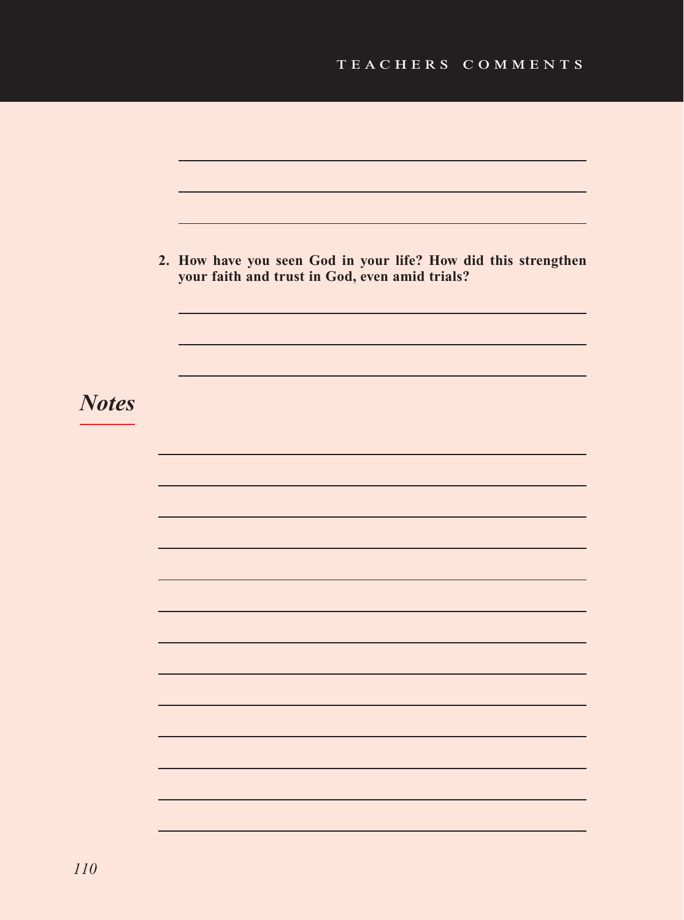2. **How have you seen God in your life? How did this strengthen your faith and trust in God, even amid trials?**

## *Notes*